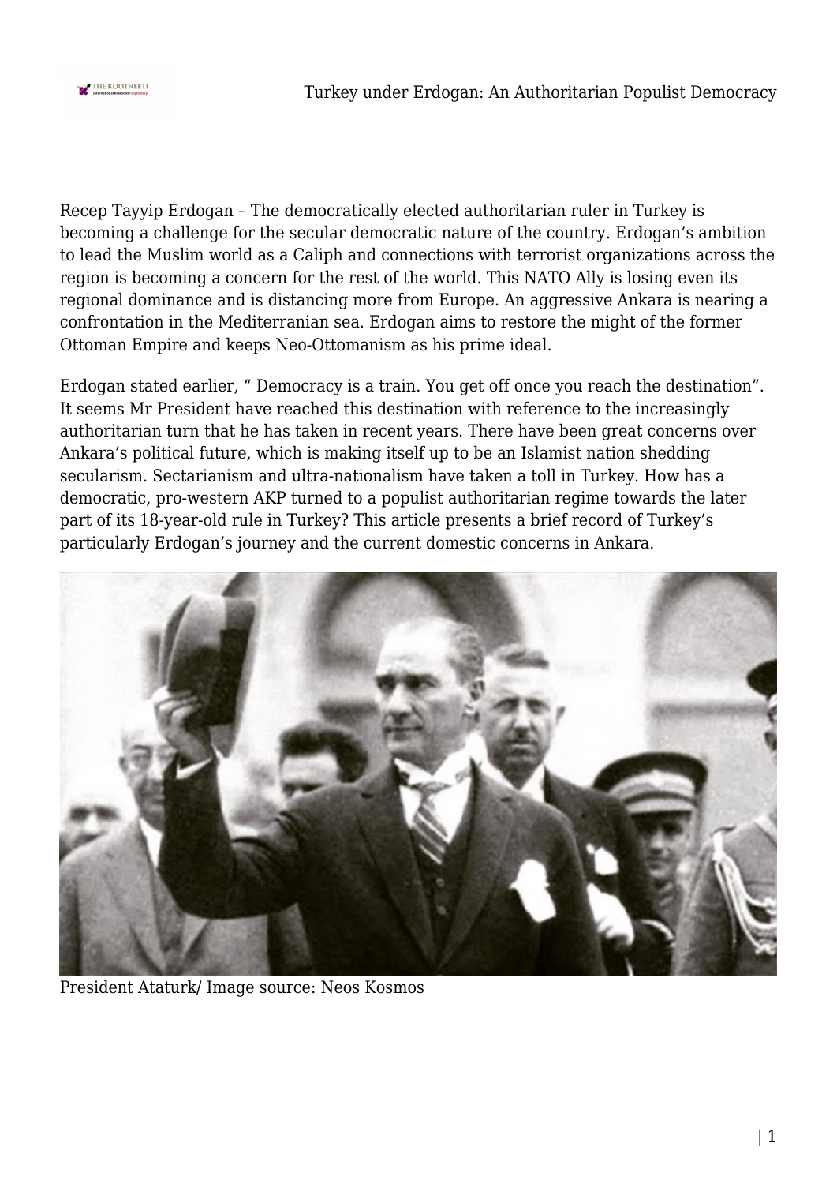Recep Tayyip Erdogan – The democratically elected authoritarian ruler in Turkey is becoming a challenge for the secular democratic nature of the country. Erdogan's ambition to lead the Muslim world as a Caliph and connections with terrorist organizations across the region is becoming a concern for the rest of the world. This NATO Ally is losing even its regional dominance and is distancing more from Europe. An aggressive Ankara is nearing a confrontation in the Mediterranian sea. Erdogan aims to restore the might of the former Ottoman Empire and keeps Neo-Ottomanism as his prime ideal.

Erdogan stated earlier, " Democracy is a train. You get off once you reach the destination". It seems Mr President have reached this destination with reference to the increasingly authoritarian turn that he has taken in recent years. There have been great concerns over Ankara's political future, which is making itself up to be an Islamist nation shedding secularism. Sectarianism and ultra-nationalism have taken a toll in Turkey. How has a democratic, pro-western AKP turned to a populist authoritarian regime towards the later part of its 18-year-old rule in Turkey? This article presents a brief record of Turkey's particularly Erdogan's journey and the current domestic concerns in Ankara.

President Ataturk/ Image source: Neos Kosmos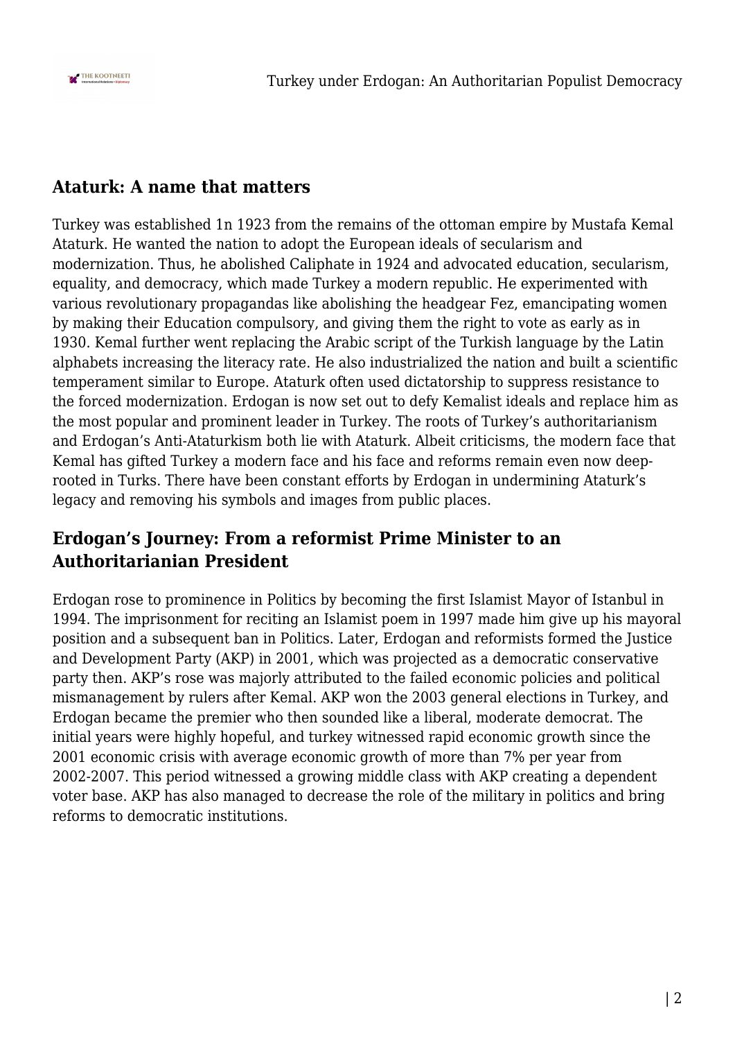## Ataturk: A name that matters

Turkey was established 1n 1923 from the remains of the ottoman empire by Mustafa Kemal Ataturk. He wanted the nation to adopt the European ideals of secularism and modernization. Thus, he abolished Caliphate in 1924 and advocated education, secularism, equality, and democracy, which made Turkey a modern republic. He experimented with various revolutionary propagandas like abolishing the headgear Fez, emancipating women by making their Education compulsory, and giving them the right to vote as early as in 1930. Kemal further went replacing the Arabic script of the Turkish language by the Latin alphabets increasing the literacy rate. He also industrialized the nation and built a scientific temperament similar to Europe. Ataturk often used dictatorship to suppress resistance to the forced modernization. Erdogan is now set out to defy Kemalist ideals and replace him as the most popular and prominent leader in Turkey. The roots of Turkey's authoritarianism and Erdogan's Anti-Ataturkism both lie with Ataturk. Albeit criticisms, the modern face that Kemal has gifted Turkey a modern face and his face and reforms remain even now deep-rooted in Turks. There have been constant efforts by Erdogan in undermining Ataturk's legacy and removing his symbols and images from public places.

## Erdogan's Journey: From a reformist Prime Minister to an Authoritarianian President

Erdogan rose to prominence in Politics by becoming the first Islamist Mayor of Istanbul in 1994. The imprisonment for reciting an Islamist poem in 1997 made him give up his mayoral position and a subsequent ban in Politics. Later, Erdogan and reformists formed the Justice and Development Party (AKP) in 2001, which was projected as a democratic conservative party then. AKP's rose was majorly attributed to the failed economic policies and political mismanagement by rulers after Kemal. AKP won the 2003 general elections in Turkey, and Erdogan became the premier who then sounded like a liberal, moderate democrat. The initial years were highly hopeful, and turkey witnessed rapid economic growth since the 2001 economic crisis with average economic growth of more than 7% per year from 2002-2007. This period witnessed a growing middle class with AKP creating a dependent voter base. AKP has also managed to decrease the role of the military in politics and bring reforms to democratic institutions.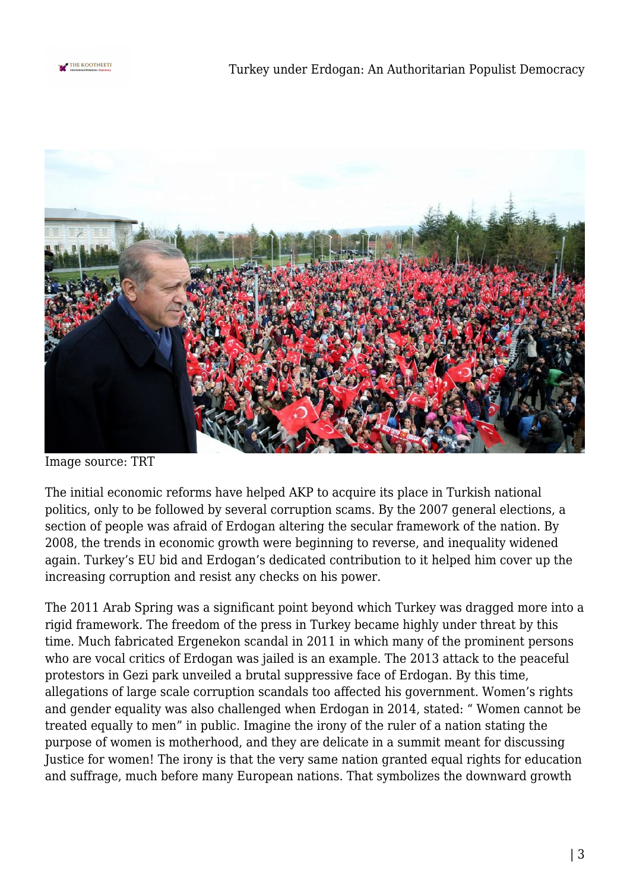Image source: TRT

The initial economic reforms have helped AKP to acquire its place in Turkish national politics, only to be followed by several corruption scams. By the 2007 general elections, a section of people was afraid of Erdogan altering the secular framework of the nation. By 2008, the trends in economic growth were beginning to reverse, and inequality widened again. Turkey's EU bid and Erdogan's dedicated contribution to it helped him cover up the increasing corruption and resist any checks on his power.

The 2011 Arab Spring was a significant point beyond which Turkey was dragged more into a rigid framework. The freedom of the press in Turkey became highly under threat by this time. Much fabricated Ergenekon scandal in 2011 in which many of the prominent persons who are vocal critics of Erdogan was jailed is an example. The 2013 attack to the peaceful protestors in Gezi park unveiled a brutal suppressive face of Erdogan. By this time, allegations of large scale corruption scandals too affected his government. Women's rights and gender equality was also challenged when Erdogan in 2014, stated: " Women cannot be treated equally to men" in public. Imagine the irony of the ruler of a nation stating the purpose of women is motherhood, and they are delicate in a summit meant for discussing Justice for women! The irony is that the very same nation granted equal rights for education and suffrage, much before many European nations. That symbolizes the downward growth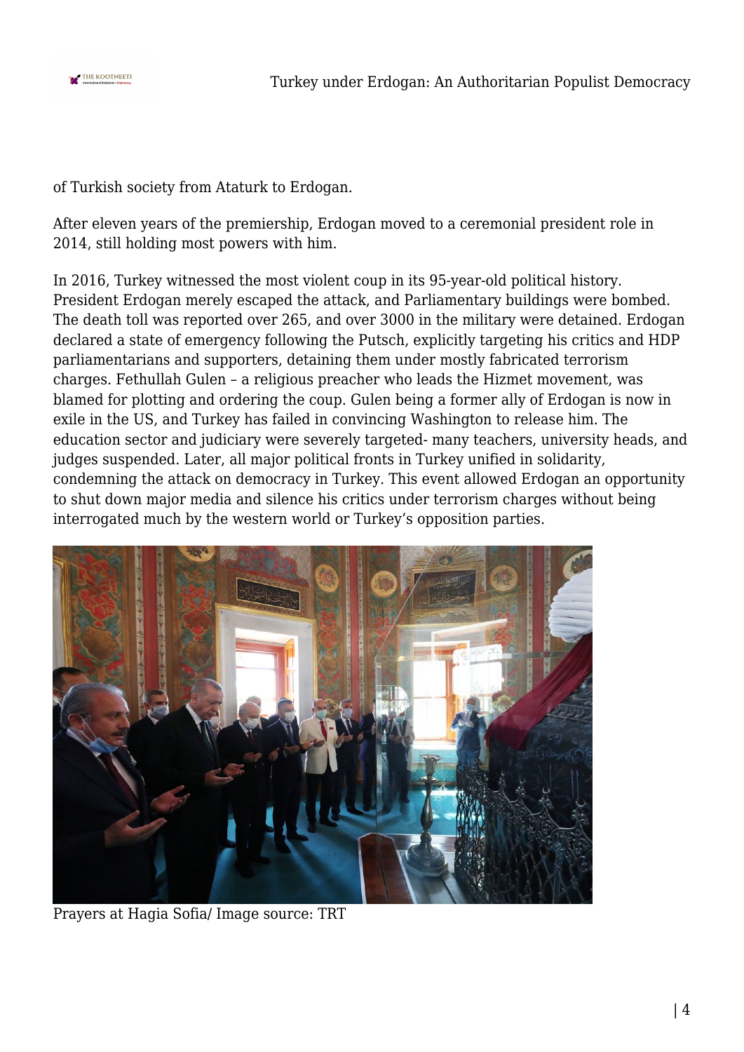of Turkish society from Ataturk to Erdogan.

After eleven years of the premiership, Erdogan moved to a ceremonial president role in 2014, still holding most powers with him.

In 2016, Turkey witnessed the most violent coup in its 95-year-old political history. President Erdogan merely escaped the attack, and Parliamentary buildings were bombed. The death toll was reported over 265, and over 3000 in the military were detained. Erdogan declared a state of emergency following the Putsch, explicitly targeting his critics and HDP parliamentarians and supporters, detaining them under mostly fabricated terrorism charges. Fethullah Gulen – a religious preacher who leads the Hizmet movement, was blamed for plotting and ordering the coup. Gulen being a former ally of Erdogan is now in exile in the US, and Turkey has failed in convincing Washington to release him. The education sector and judiciary were severely targeted- many teachers, university heads, and judges suspended. Later, all major political fronts in Turkey unified in solidarity, condemning the attack on democracy in Turkey. This event allowed Erdogan an opportunity to shut down major media and silence his critics under terrorism charges without being interrogated much by the western world or Turkey's opposition parties.

Prayers at Hagia Sofia/ Image source: TRT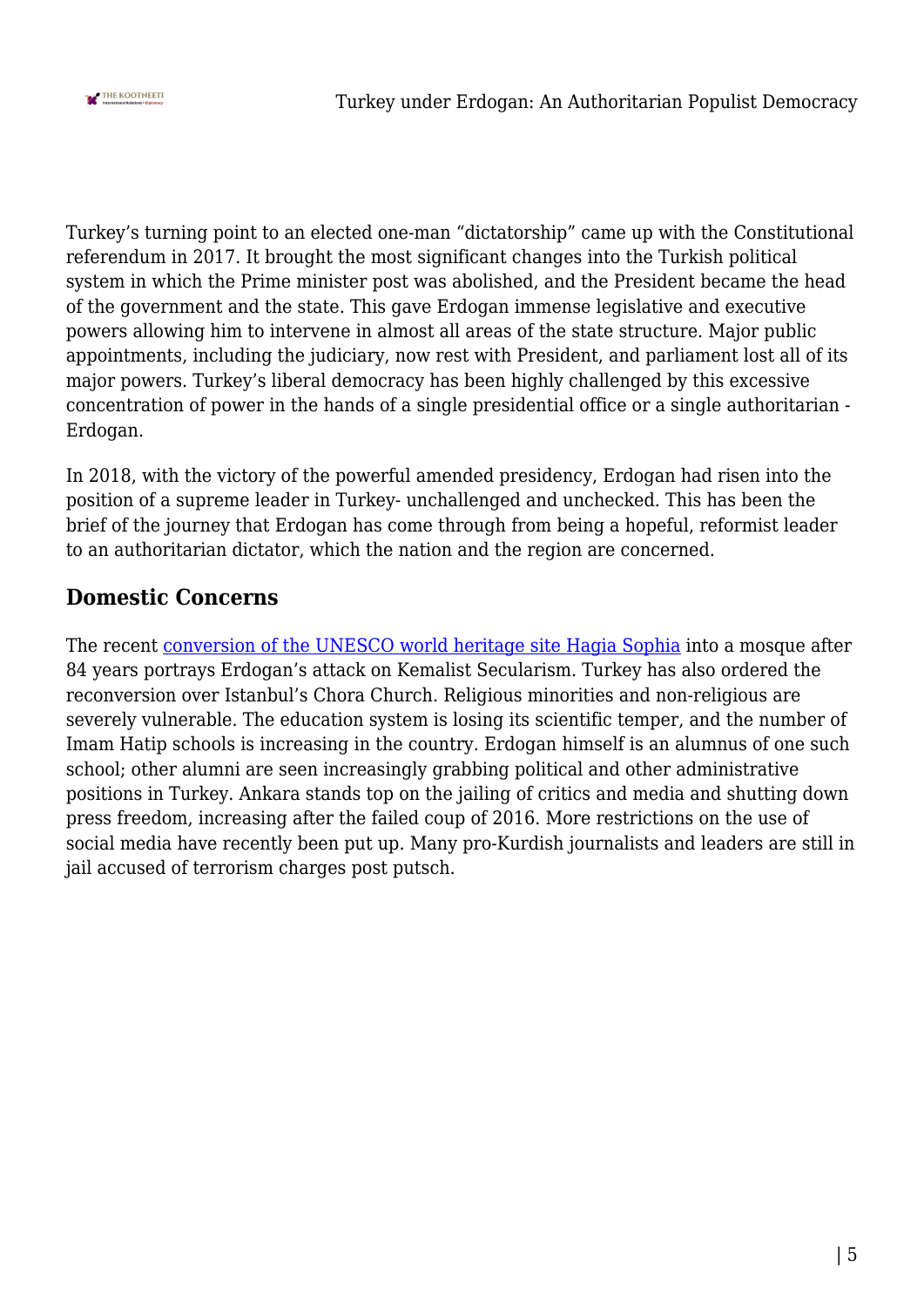Turkey's turning point to an elected one-man "dictatorship" came up with the Constitutional referendum in 2017. It brought the most significant changes into the Turkish political system in which the Prime minister post was abolished, and the President became the head of the government and the state. This gave Erdogan immense legislative and executive powers allowing him to intervene in almost all areas of the state structure. Major public appointments, including the judiciary, now rest with President, and parliament lost all of its major powers. Turkey's liberal democracy has been highly challenged by this excessive concentration of power in the hands of a single presidential office or a single authoritarian - Erdogan.

In 2018, with the victory of the powerful amended presidency, Erdogan had risen into the position of a supreme leader in Turkey- unchallenged and unchecked. This has been the brief of the journey that Erdogan has come through from being a hopeful, reformist leader to an authoritarian dictator, which the nation and the region are concerned.

## Domestic Concerns

The recent conversion of the UNESCO world heritage site Hagia Sophia into a mosque after 84 years portrays Erdogan's attack on Kemalist Secularism. Turkey has also ordered the reconversion over Istanbul's Chora Church. Religious minorities and non-religious are severely vulnerable. The education system is losing its scientific temper, and the number of Imam Hatip schools is increasing in the country. Erdogan himself is an alumnus of one such school; other alumni are seen increasingly grabbing political and other administrative positions in Turkey. Ankara stands top on the jailing of critics and media and shutting down press freedom, increasing after the failed coup of 2016. More restrictions on the use of social media have recently been put up. Many pro-Kurdish journalists and leaders are still in jail accused of terrorism charges post putsch.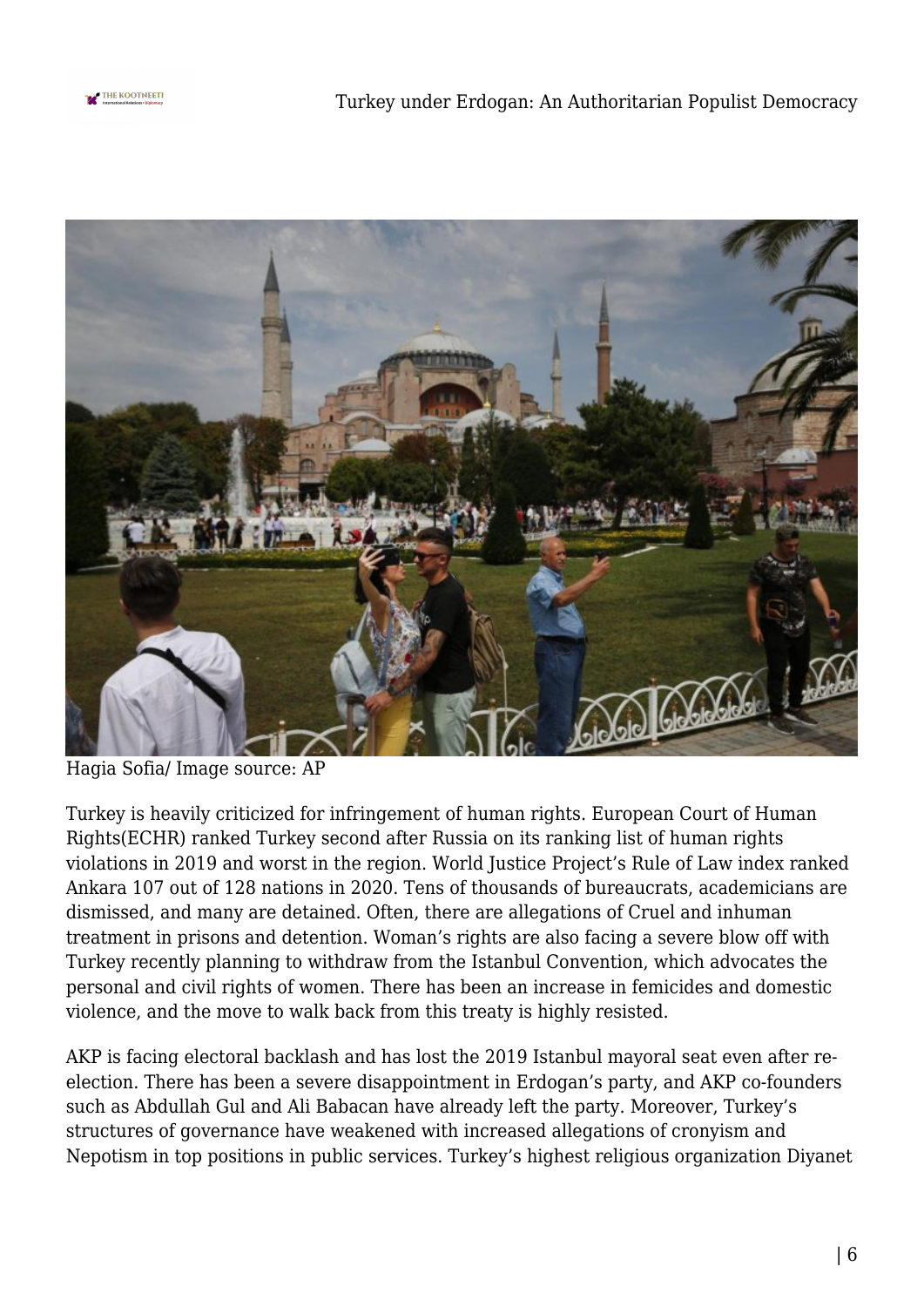Hagia Sofia/ Image source: AP

Turkey is heavily criticized for infringement of human rights. European Court of Human Rights(ECHR) ranked Turkey second after Russia on its ranking list of human rights violations in 2019 and worst in the region. World Justice Project's Rule of Law index ranked Ankara 107 out of 128 nations in 2020. Tens of thousands of bureaucrats, academicians are dismissed, and many are detained. Often, there are allegations of Cruel and inhuman treatment in prisons and detention. Woman's rights are also facing a severe blow off with Turkey recently planning to withdraw from the Istanbul Convention, which advocates the personal and civil rights of women. There has been an increase in femicides and domestic violence, and the move to walk back from this treaty is highly resisted.

AKP is facing electoral backlash and has lost the 2019 Istanbul mayoral seat even after re-election. There has been a severe disappointment in Erdogan's party, and AKP co-founders such as Abdullah Gul and Ali Babacan have already left the party. Moreover, Turkey's structures of governance have weakened with increased allegations of cronyism and Nepotism in top positions in public services. Turkey's highest religious organization Diyanet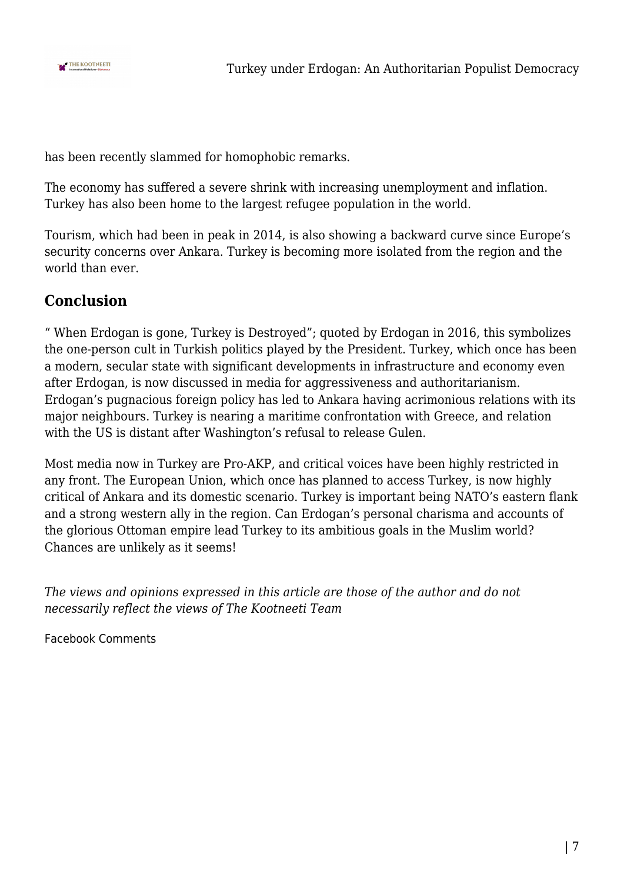has been recently slammed for homophobic remarks.

The economy has suffered a severe shrink with increasing unemployment and inflation. Turkey has also been home to the largest refugee population in the world.

Tourism, which had been in peak in 2014, is also showing a backward curve since Europe's security concerns over Ankara. Turkey is becoming more isolated from the region and the world than ever.

## Conclusion

" When Erdogan is gone, Turkey is Destroyed"; quoted by Erdogan in 2016, this symbolizes the one-person cult in Turkish politics played by the President. Turkey, which once has been a modern, secular state with significant developments in infrastructure and economy even after Erdogan, is now discussed in media for aggressiveness and authoritarianism. Erdogan's pugnacious foreign policy has led to Ankara having acrimonious relations with its major neighbours. Turkey is nearing a maritime confrontation with Greece, and relation with the US is distant after Washington's refusal to release Gulen.

Most media now in Turkey are Pro-AKP, and critical voices have been highly restricted in any front. The European Union, which once has planned to access Turkey, is now highly critical of Ankara and its domestic scenario. Turkey is important being NATO's eastern flank and a strong western ally in the region. Can Erdogan's personal charisma and accounts of the glorious Ottoman empire lead Turkey to its ambitious goals in the Muslim world? Chances are unlikely as it seems!

*The views and opinions expressed in this article are those of the author and do not necessarily reflect the views of The Kootneeti Team*

Facebook Comments